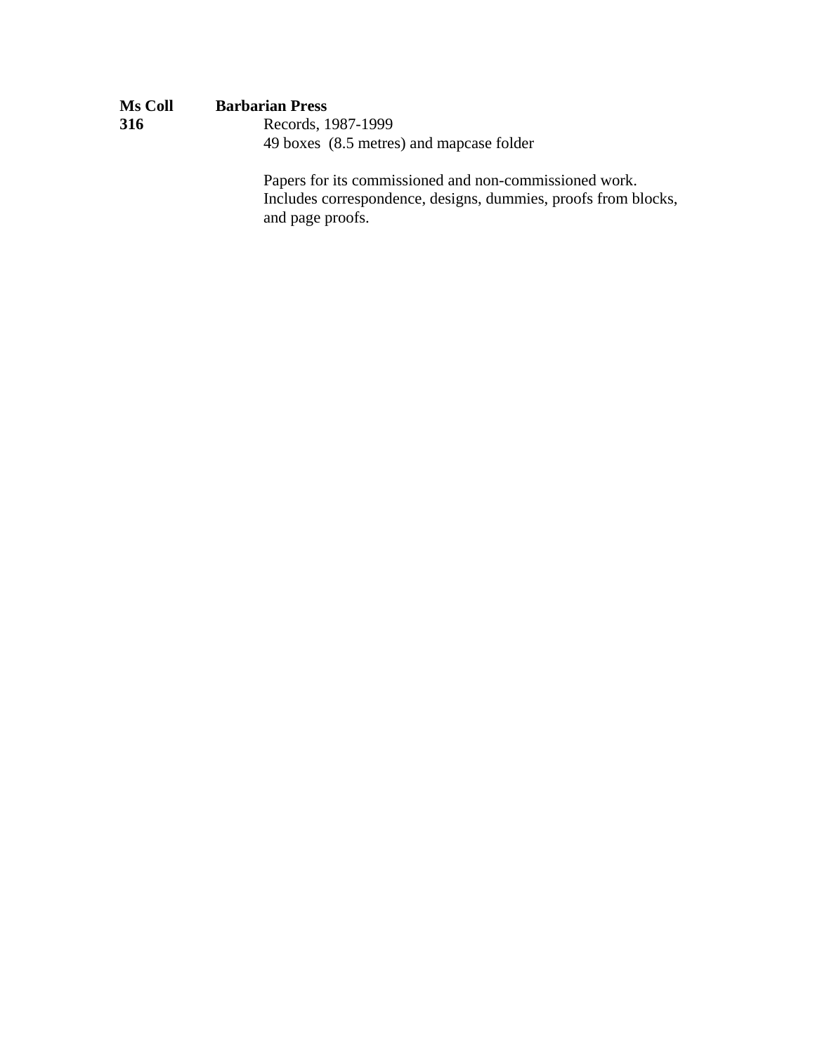**Ms Coll 316** **Barbarian Press**

Records, 1987-1999
49 boxes (8.5 metres) and mapcase folder

Papers for its commissioned and non-commissioned work. Includes correspondence, designs, dummies, proofs from blocks, and page proofs.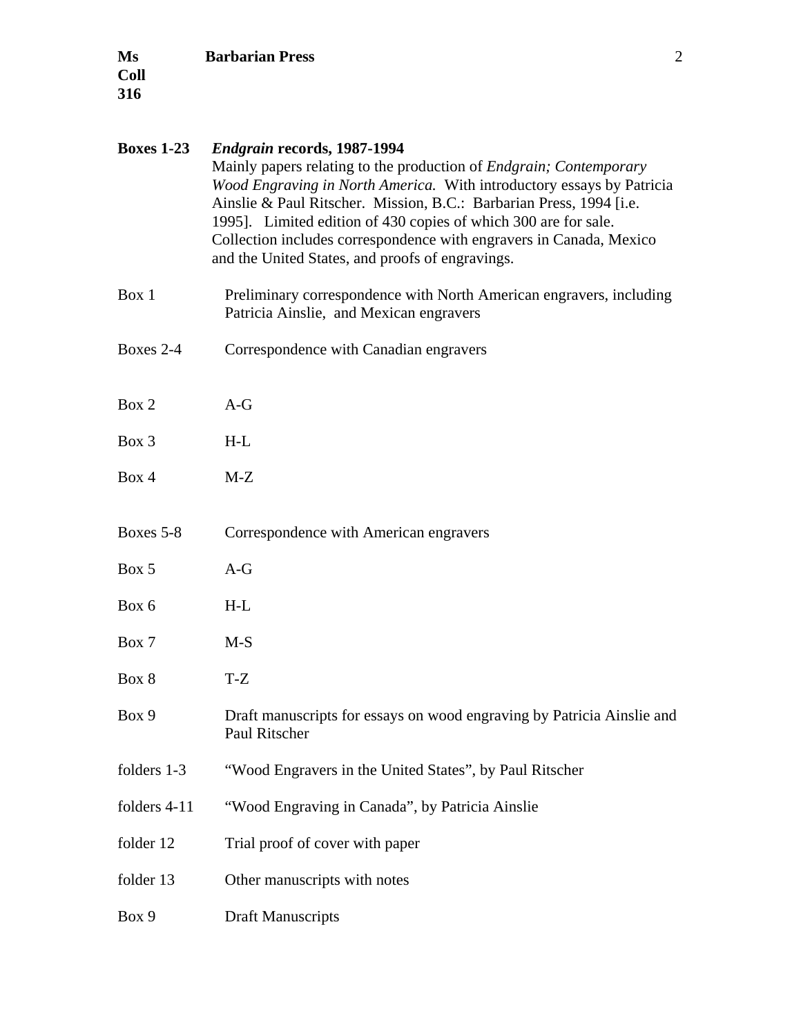**Boxes 1-23** ***Endgrain* records, 1987-1994**

Mainly papers relating to the production of *Endgrain; Contemporary Wood Engraving in North America.* With introductory essays by Patricia Ainslie & Paul Ritscher. Mission, B.C.: Barbarian Press, 1994 [i.e. 1995]. Limited edition of 430 copies of which 300 are for sale. Collection includes correspondence with engravers in Canada, Mexico and the United States, and proofs of engravings.

| | |
|---|---|
| Box 1 | Preliminary correspondence with North American engravers, including Patricia Ainslie, and Mexican engravers |
| Boxes 2-4 | Correspondence with Canadian engravers |
| Box 2 | A-G |
| Box 3 | H-L |
| Box 4 | M-Z |
| Boxes 5-8 | Correspondence with American engravers |
| Box 5 | A-G |
| Box 6 | H-L |
| Box 7 | M-S |
| Box 8 | T-Z |
| Box 9 | Draft manuscripts for essays on wood engraving by Patricia Ainslie and Paul Ritscher |
| folders 1-3 | "Wood Engravers in the United States", by Paul Ritscher |
| folders 4-11 | "Wood Engraving in Canada", by Patricia Ainslie |
| folder 12 | Trial proof of cover with paper |
| folder 13 | Other manuscripts with notes |
| Box 9 | Draft Manuscripts |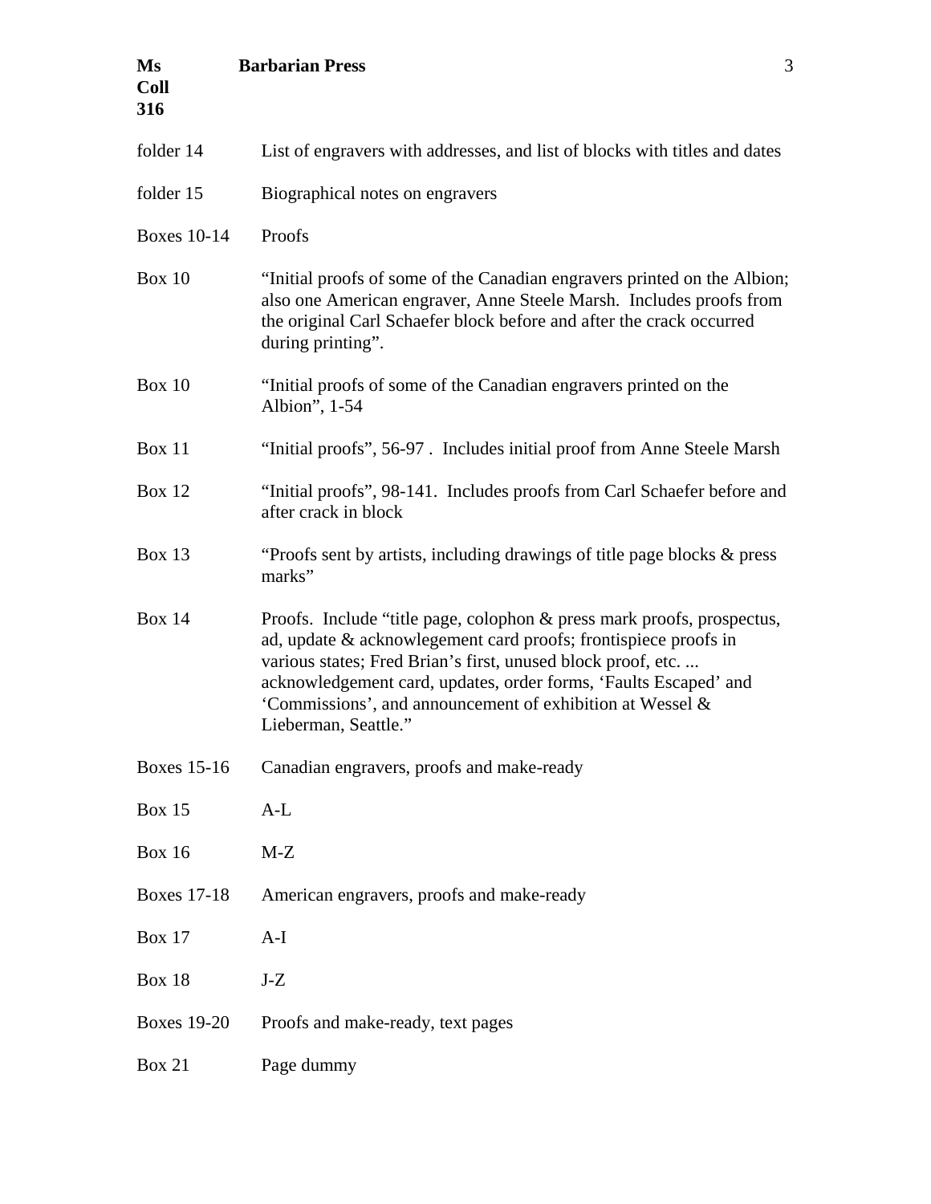| | |
|---|---|
| folder 14 | List of engravers with addresses, and list of blocks with titles and dates |
| folder 15 | Biographical notes on engravers |
| Boxes 10-14 | Proofs |
| Box 10 | "Initial proofs of some of the Canadian engravers printed on the Albion; also one American engraver, Anne Steele Marsh. Includes proofs from the original Carl Schaefer block before and after the crack occurred during printing". |
| Box 10 | "Initial proofs of some of the Canadian engravers printed on the Albion", 1-54 |
| Box 11 | "Initial proofs", 56-97 . Includes initial proof from Anne Steele Marsh |
| Box 12 | "Initial proofs", 98-141. Includes proofs from Carl Schaefer before and after crack in block |
| Box 13 | "Proofs sent by artists, including drawings of title page blocks & press marks" |
| Box 14 | Proofs. Include "title page, colophon & press mark proofs, prospectus, ad, update & acknowlegement card proofs; frontispiece proofs in various states; Fred Brian's first, unused block proof, etc. ... acknowledgement card, updates, order forms, 'Faults Escaped' and 'Commissions', and announcement of exhibition at Wessel & Lieberman, Seattle." |
| Boxes 15-16 | Canadian engravers, proofs and make-ready |
| Box 15 | A-L |
| Box 16 | M-Z |
| Boxes 17-18 | American engravers, proofs and make-ready |
| Box 17 | A-I |
| Box 18 | J-Z |
| Boxes 19-20 | Proofs and make-ready, text pages |
| Box 21 | Page dummy |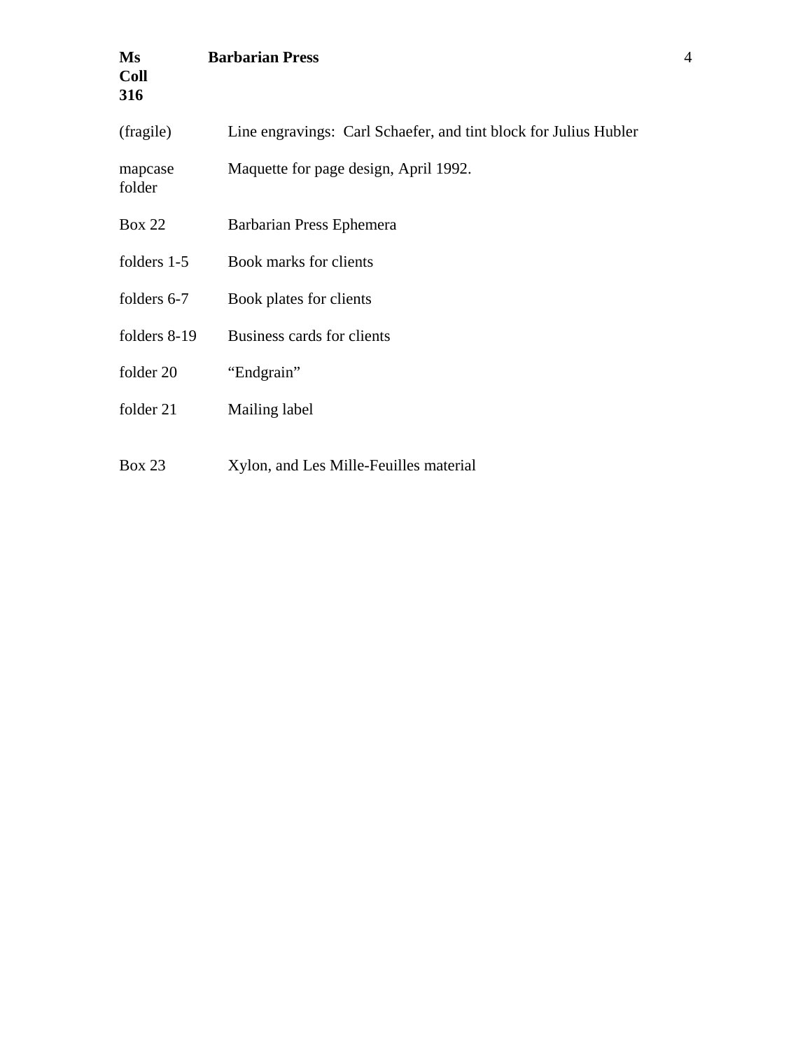| | |
|---|---|
| (fragile) | Line engravings: Carl Schaefer, and tint block for Julius Hubler |
| mapcase folder | Maquette for page design, April 1992. |
| Box 22 | Barbarian Press Ephemera |
| folders 1-5 | Book marks for clients |
| folders 6-7 | Book plates for clients |
| folders 8-19 | Business cards for clients |
| folder 20 | “Endgrain” |
| folder 21 | Mailing label |
| Box 23 | Xylon, and Les Mille-Feuilles material |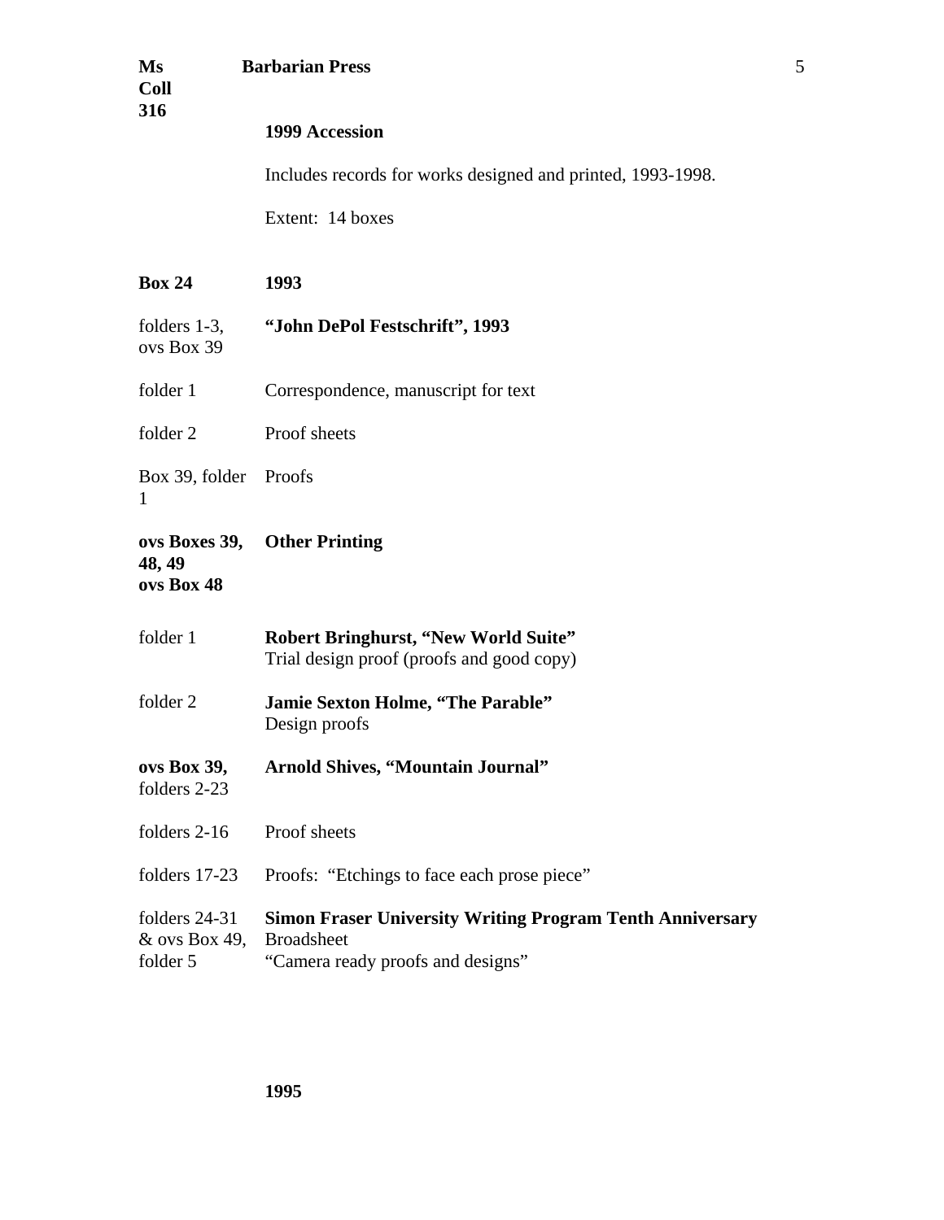### 1999 Accession

Includes records for works designed and printed, 1993-1998.

Extent: 14 boxes

| | |
|---|---|
| **Box 24** | **1993** |
| folders 1-3, ovs Box 39 | **"John DePol Festschrift", 1993** |
| folder 1 | Correspondence, manuscript for text |
| folder 2 | Proof sheets |
| Box 39, folder 1 | Proofs |
| **ovs Boxes 39, 48, 49** | **Other Printing** |
| **ovs Box 48** | |
| folder 1 | **Robert Bringhurst, "New World Suite"**<br>Trial design proof (proofs and good copy) |
| folder 2 | **Jamie Sexton Holme, "The Parable"**<br>Design proofs |
| **ovs Box 39,** folders 2-23 | **Arnold Shives, "Mountain Journal"** |
| folders 2-16 | Proof sheets |
| folders 17-23 | Proofs: "Etchings to face each prose piece" |
| folders 24-31 & ovs Box 49, folder 5 | **Simon Fraser University Writing Program Tenth Anniversary** Broadsheet<br>"Camera ready proofs and designs" |
| | **1995** |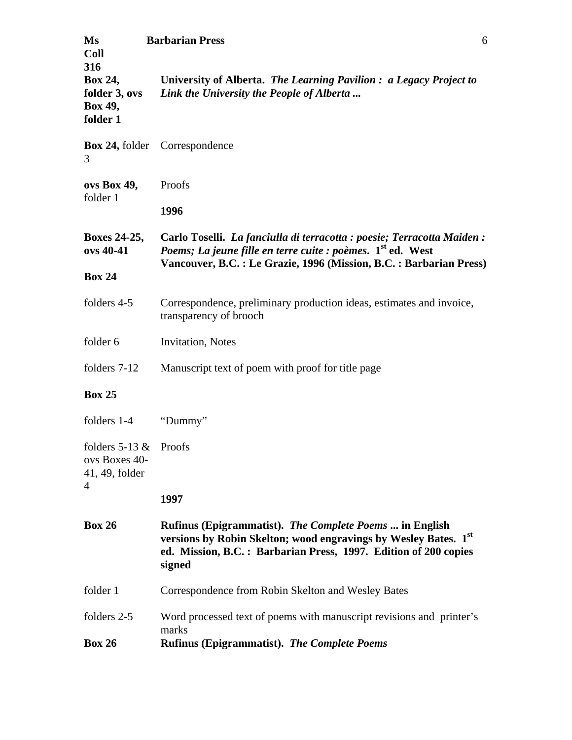| | |
|---|---|
| **Box 24, folder 3, ovs Box 49, folder 1** | **University of Alberta.** ***The Learning Pavilion : a Legacy Project to Link the University the People of Alberta ...*** |
| **Box 24,** folder 3 | Correspondence |
| **ovs Box 49,** folder 1 | Proofs |
| | **1996** |
| **Boxes 24-25, ovs 40-41** | **Carlo Toselli.** ***La fanciulla di terracotta : poesie; Terracotta Maiden : Poems; La jeune fille en terre cuite : poèmes.*** **1st ed. West Vancouver, B.C. : Le Grazie, 1996 (Mission, B.C. : Barbarian Press)** |
| **Box 24** | |
| folders 4-5 | Correspondence, preliminary production ideas, estimates and invoice, transparency of brooch |
| folder 6 | Invitation, Notes |
| folders 7-12 | Manuscript text of poem with proof for title page |
| **Box 25** | |
| folders 1-4 | "Dummy" |
| folders 5-13 & ovs Boxes 40-41, 49, folder 4 | Proofs |
| | **1997** |
| **Box 26** | **Rufinus (Epigrammatist).** ***The Complete Poems ...*** **in English versions by Robin Skelton; wood engravings by Wesley Bates. 1st ed. Mission, B.C. : Barbarian Press, 1997. Edition of 200 copies signed** |
| folder 1 | Correspondence from Robin Skelton and Wesley Bates |
| folders 2-5 | Word processed text of poems with manuscript revisions and printer's marks |
| **Box 26** | **Rufinus (Epigrammatist).** ***The Complete Poems*** |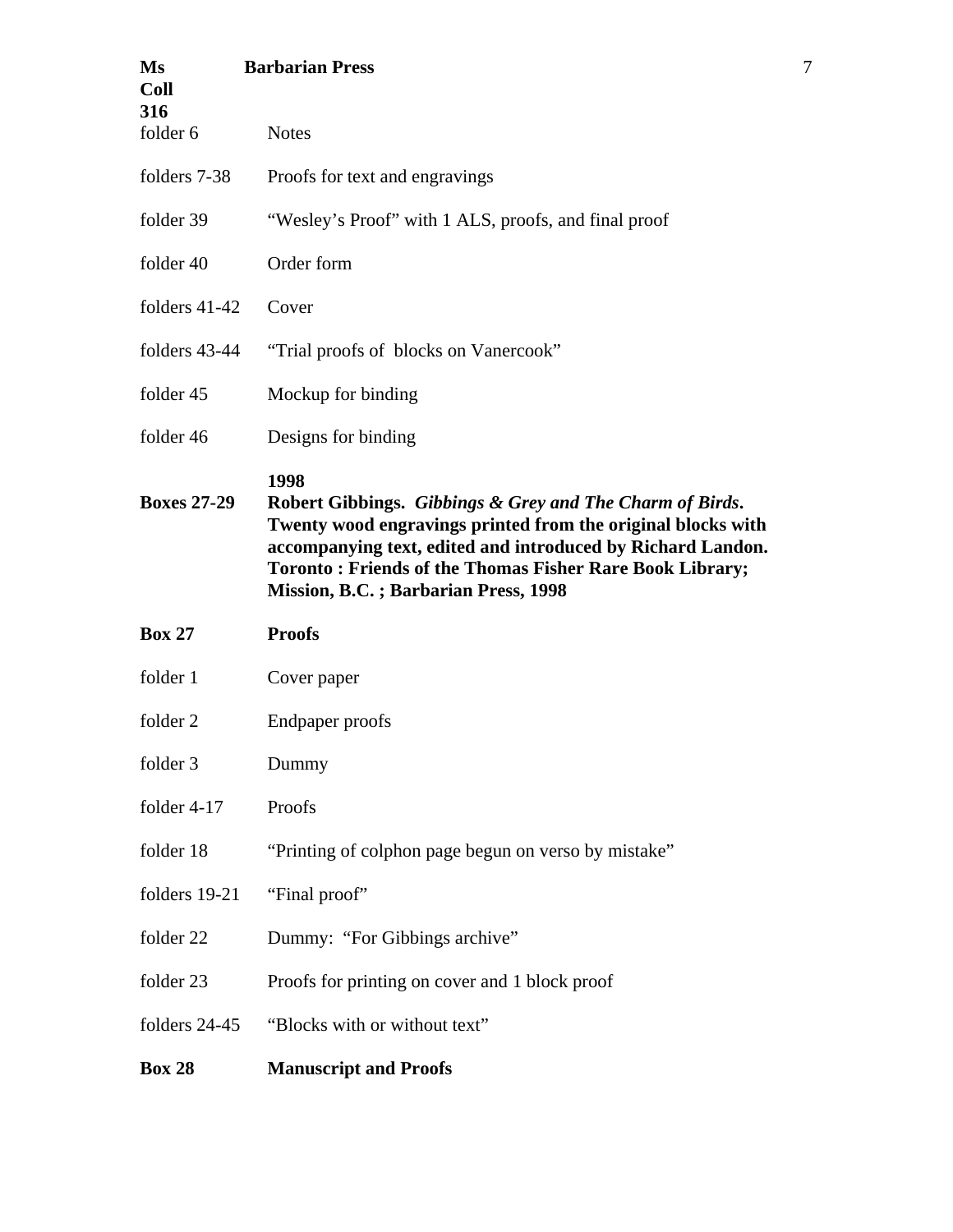| | |
|---|---|
| folder 6 | Notes |
| folders 7-38 | Proofs for text and engravings |
| folder 39 | "Wesley's Proof" with 1 ALS, proofs, and final proof |
| folder 40 | Order form |
| folders 41-42 | Cover |
| folders 43-44 | "Trial proofs of blocks on Vanercook" |
| folder 45 | Mockup for binding |
| folder 46 | Designs for binding |
| **Boxes 27-29** | **1998**<br>**Robert Gibbings. *Gibbings & Grey and The Charm of Birds*. Twenty wood engravings printed from the original blocks with accompanying text, edited and introduced by Richard Landon. Toronto : Friends of the Thomas Fisher Rare Book Library; Mission, B.C. ; Barbarian Press, 1998** |
| **Box 27** | **Proofs** |
| folder 1 | Cover paper |
| folder 2 | Endpaper proofs |
| folder 3 | Dummy |
| folder 4-17 | Proofs |
| folder 18 | "Printing of colphon page begun on verso by mistake" |
| folders 19-21 | "Final proof" |
| folder 22 | Dummy: "For Gibbings archive" |
| folder 23 | Proofs for printing on cover and 1 block proof |
| folders 24-45 | "Blocks with or without text" |
| **Box 28** | **Manuscript and Proofs** |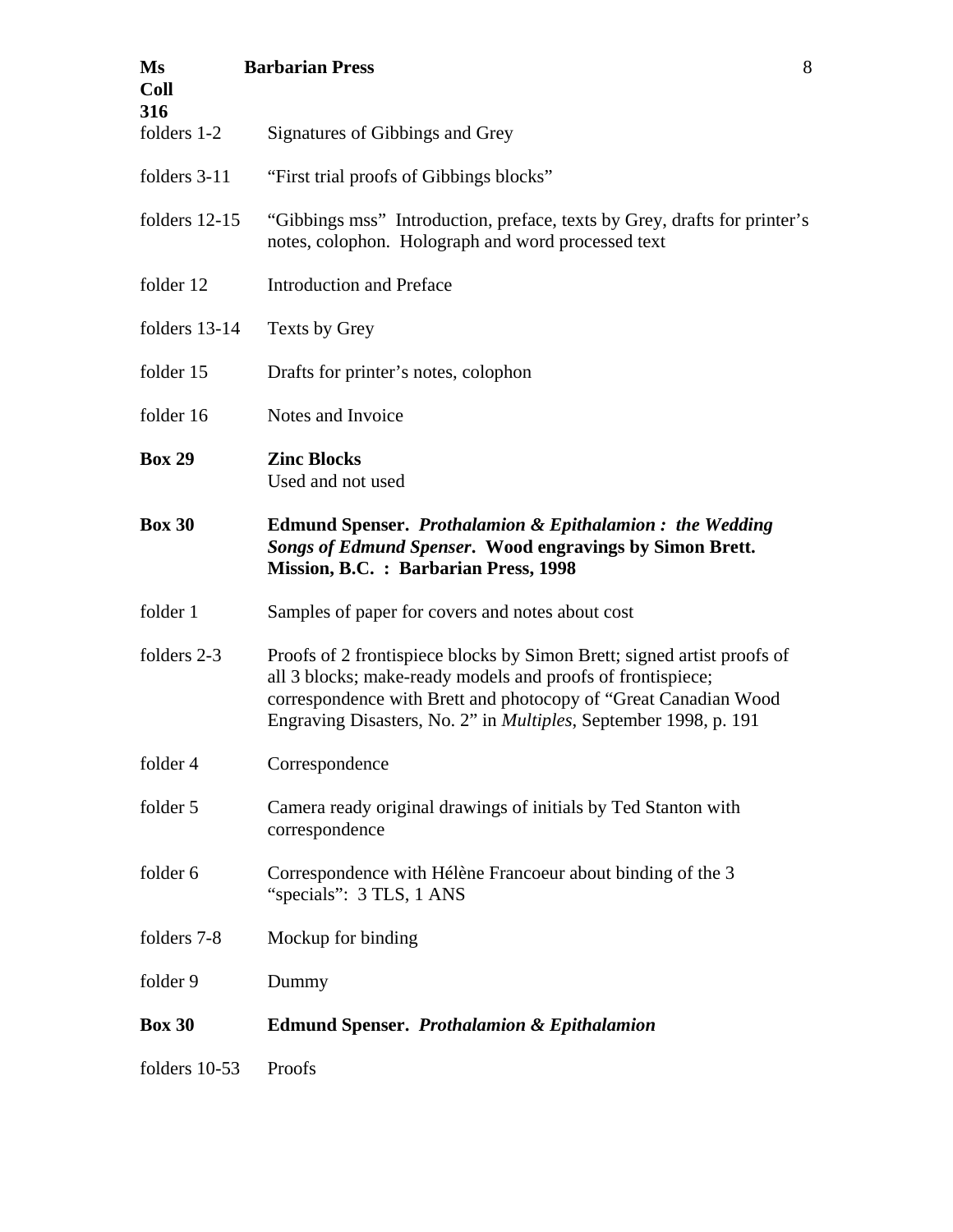| | |
|---|---|
| folders 1-2 | Signatures of Gibbings and Grey |
| folders 3-11 | “First trial proofs of Gibbings blocks” |
| folders 12-15 | “Gibbings mss” Introduction, preface, texts by Grey, drafts for printer’s notes, colophon. Holograph and word processed text |
| folder 12 | Introduction and Preface |
| folders 13-14 | Texts by Grey |
| folder 15 | Drafts for printer’s notes, colophon |
| folder 16 | Notes and Invoice |
| **Box 29** | **Zinc Blocks** Used and not used |
| **Box 30** | **Edmund Spenser. *Prothalamion & Epithalamion : the Wedding Songs of Edmund Spenser*. Wood engravings by Simon Brett. Mission, B.C. : Barbarian Press, 1998** |
| folder 1 | Samples of paper for covers and notes about cost |
| folders 2-3 | Proofs of 2 frontispiece blocks by Simon Brett; signed artist proofs of all 3 blocks; make-ready models and proofs of frontispiece; correspondence with Brett and photocopy of “Great Canadian Wood Engraving Disasters, No. 2” in *Multiples*, September 1998, p. 191 |
| folder 4 | Correspondence |
| folder 5 | Camera ready original drawings of initials by Ted Stanton with correspondence |
| folder 6 | Correspondence with Hélène Francoeur about binding of the 3 “specials”: 3 TLS, 1 ANS |
| folders 7-8 | Mockup for binding |
| folder 9 | Dummy |
| **Box 30** | **Edmund Spenser. *Prothalamion & Epithalamion*** |
| folders 10-53 | Proofs |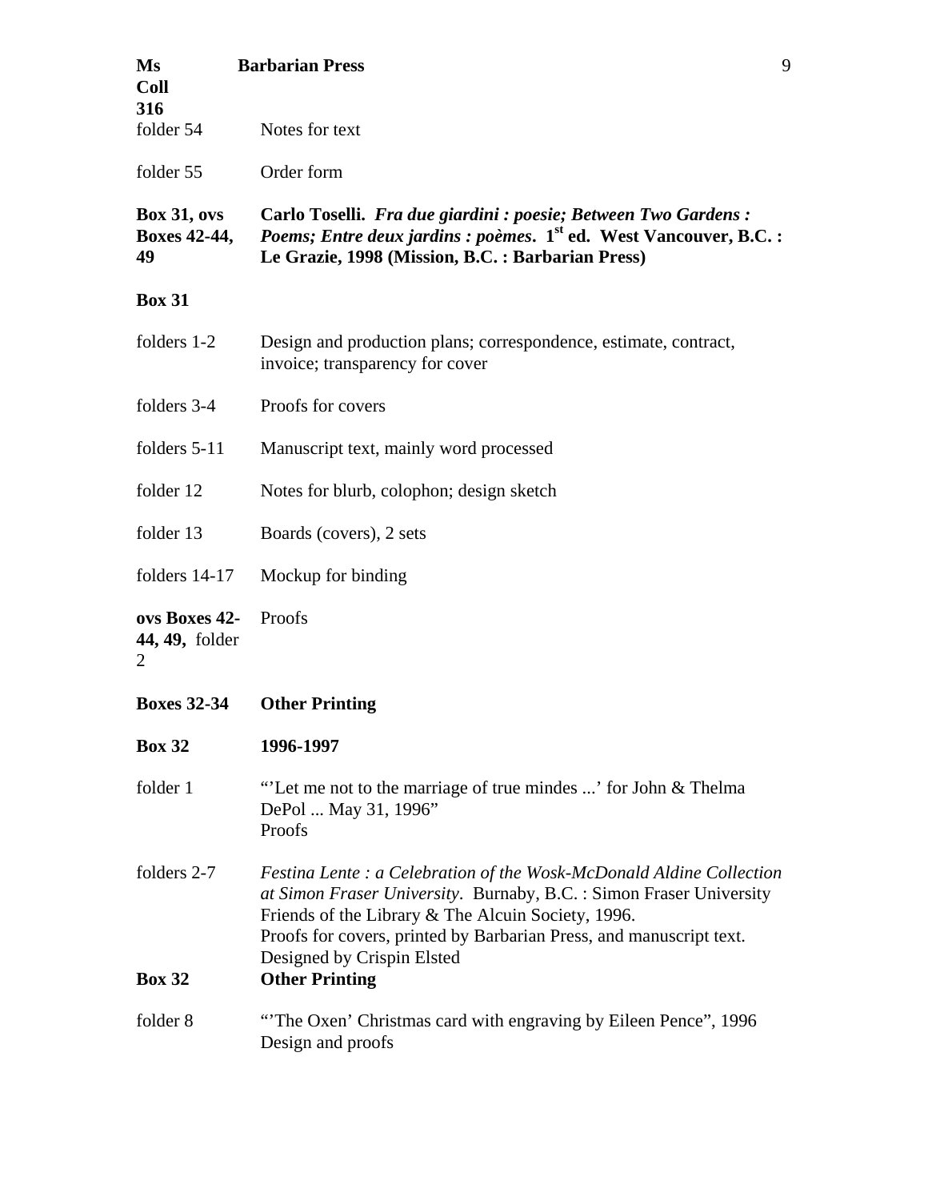| | |
|---|---|
| folder 54 | Notes for text |
| folder 55 | Order form |

| | |
|---|---|
| **Box 31, ovs Boxes 42-44, 49** | **Carlo Toselli.** ***Fra due giardini : poesie; Between Two Gardens : Poems; Entre deux jardins : poèmes*****. 1st ed. West Vancouver, B.C. : Le Grazie, 1998 (Mission, B.C. : Barbarian Press)** |

**Box 31**

| | |
|---|---|
| folders 1-2 | Design and production plans; correspondence, estimate, contract, invoice; transparency for cover |
| folders 3-4 | Proofs for covers |
| folders 5-11 | Manuscript text, mainly word processed |
| folder 12 | Notes for blurb, colophon; design sketch |
| folder 13 | Boards (covers), 2 sets |
| folders 14-17 | Mockup for binding |
| **ovs Boxes 42-44, 49,** folder 2 | Proofs |

| | |
|---|---|
| **Boxes 32-34** | **Other Printing** |
| **Box 32** | **1996-1997** |
| folder 1 | "'Let me not to the marriage of true mindes ...' for John & Thelma DePol ... May 31, 1996"<br>Proofs |
| folders 2-7 | *Festina Lente : a Celebration of the Wosk-McDonald Aldine Collection at Simon Fraser University*. Burnaby, B.C. : Simon Fraser University Friends of the Library & The Alcuin Society, 1996.<br>Proofs for covers, printed by Barbarian Press, and manuscript text. Designed by Crispin Elsted |
| **Box 32** | **Other Printing** |
| folder 8 | "'The Oxen' Christmas card with engraving by Eileen Pence", 1996<br>Design and proofs |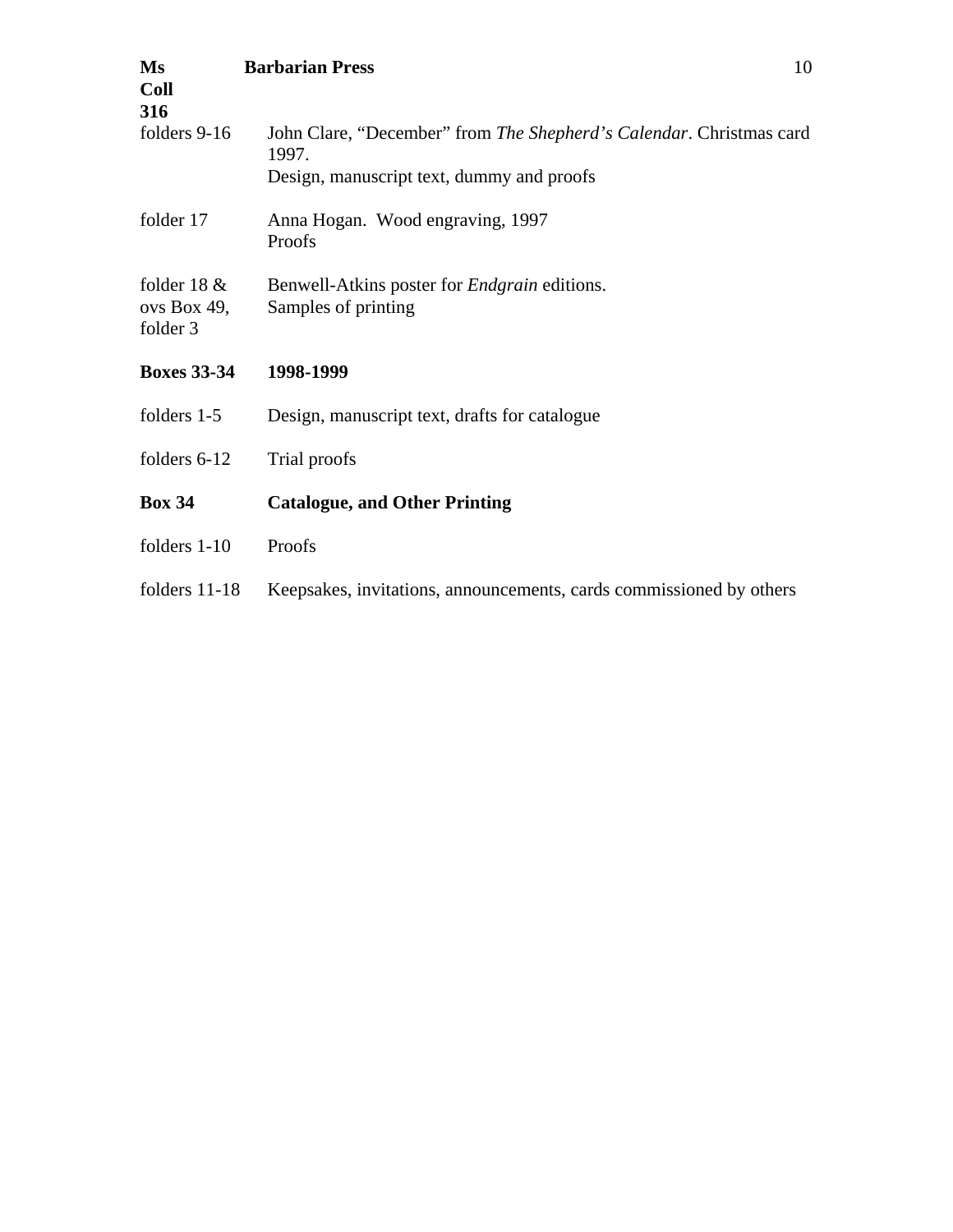| | |
|---|---|
| folders 9-16 | John Clare, "December" from *The Shepherd's Calendar*. Christmas card 1997.<br>Design, manuscript text, dummy and proofs |
| folder 17 | Anna Hogan. Wood engraving, 1997<br>Proofs |
| folder 18 & ovs Box 49, folder 3 | Benwell-Atkins poster for *Endgrain* editions.<br>Samples of printing |
| **Boxes 33-34** | **1998-1999** |
| folders 1-5 | Design, manuscript text, drafts for catalogue |
| folders 6-12 | Trial proofs |
| **Box 34** | **Catalogue, and Other Printing** |
| folders 1-10 | Proofs |
| folders 11-18 | Keepsakes, invitations, announcements, cards commissioned by others |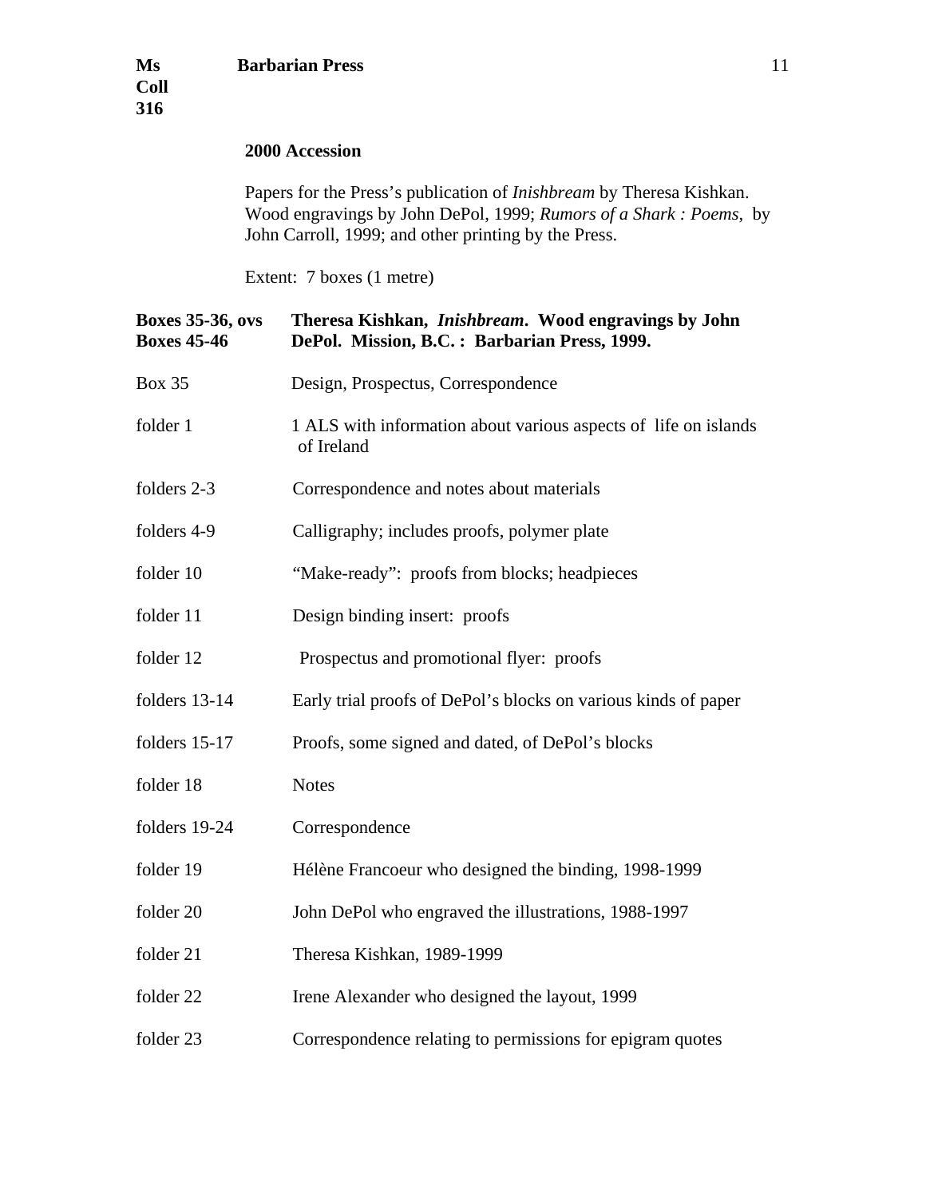### 2000 Accession

Papers for the Press's publication of *Inishbream* by Theresa Kishkan. Wood engravings by John DePol, 1999; *Rumors of a Shark : Poems*, by John Carroll, 1999; and other printing by the Press.

Extent: 7 boxes (1 metre)

| | |
|---|---|
| **Boxes 35-36, ovs Boxes 45-46** | **Theresa Kishkan, *Inishbream*. Wood engravings by John DePol. Mission, B.C. : Barbarian Press, 1999.** |
| Box 35 | Design, Prospectus, Correspondence |
| folder 1 | 1 ALS with information about various aspects of life on islands of Ireland |
| folders 2-3 | Correspondence and notes about materials |
| folders 4-9 | Calligraphy; includes proofs, polymer plate |
| folder 10 | "Make-ready": proofs from blocks; headpieces |
| folder 11 | Design binding insert: proofs |
| folder 12 | Prospectus and promotional flyer: proofs |
| folders 13-14 | Early trial proofs of DePol's blocks on various kinds of paper |
| folders 15-17 | Proofs, some signed and dated, of DePol's blocks |
| folder 18 | Notes |
| folders 19-24 | Correspondence |
| folder 19 | Hélène Francoeur who designed the binding, 1998-1999 |
| folder 20 | John DePol who engraved the illustrations, 1988-1997 |
| folder 21 | Theresa Kishkan, 1989-1999 |
| folder 22 | Irene Alexander who designed the layout, 1999 |
| folder 23 | Correspondence relating to permissions for epigram quotes |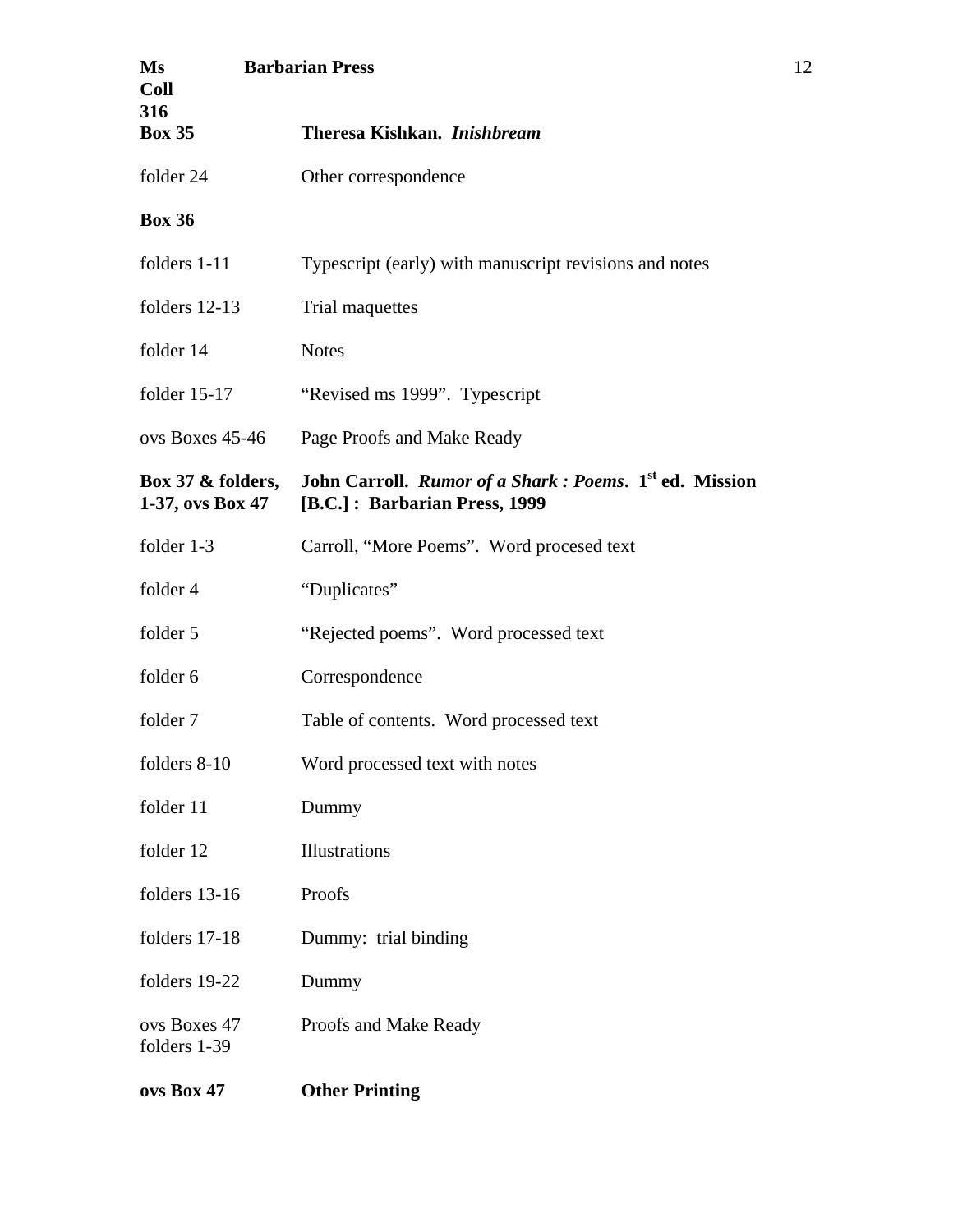**Box 35** **Theresa Kishkan. *Inishbream***

folder 24 Other correspondence

**Box 36**

folders 1-11 Typescript (early) with manuscript revisions and notes

folders 12-13 Trial maquettes

folder 14 Notes

folder 15-17 "Revised ms 1999". Typescript

ovs Boxes 45-46 Page Proofs and Make Ready

**Box 37 & folders, 1-37, ovs Box 47** **John Carroll. *Rumor of a Shark : Poems*. 1st ed. Mission [B.C.] : Barbarian Press, 1999**

folder 1-3 Carroll, "More Poems". Word procesed text

folder 4 "Duplicates"

folder 5 "Rejected poems". Word processed text

folder 6 Correspondence

folder 7 Table of contents. Word processed text

folders 8-10 Word processed text with notes

folder 11 Dummy

folder 12 Illustrations

folders 13-16 Proofs

folders 17-18 Dummy: trial binding

folders 19-22 Dummy

ovs Boxes 47 folders 1-39 Proofs and Make Ready

**ovs Box 47** **Other Printing**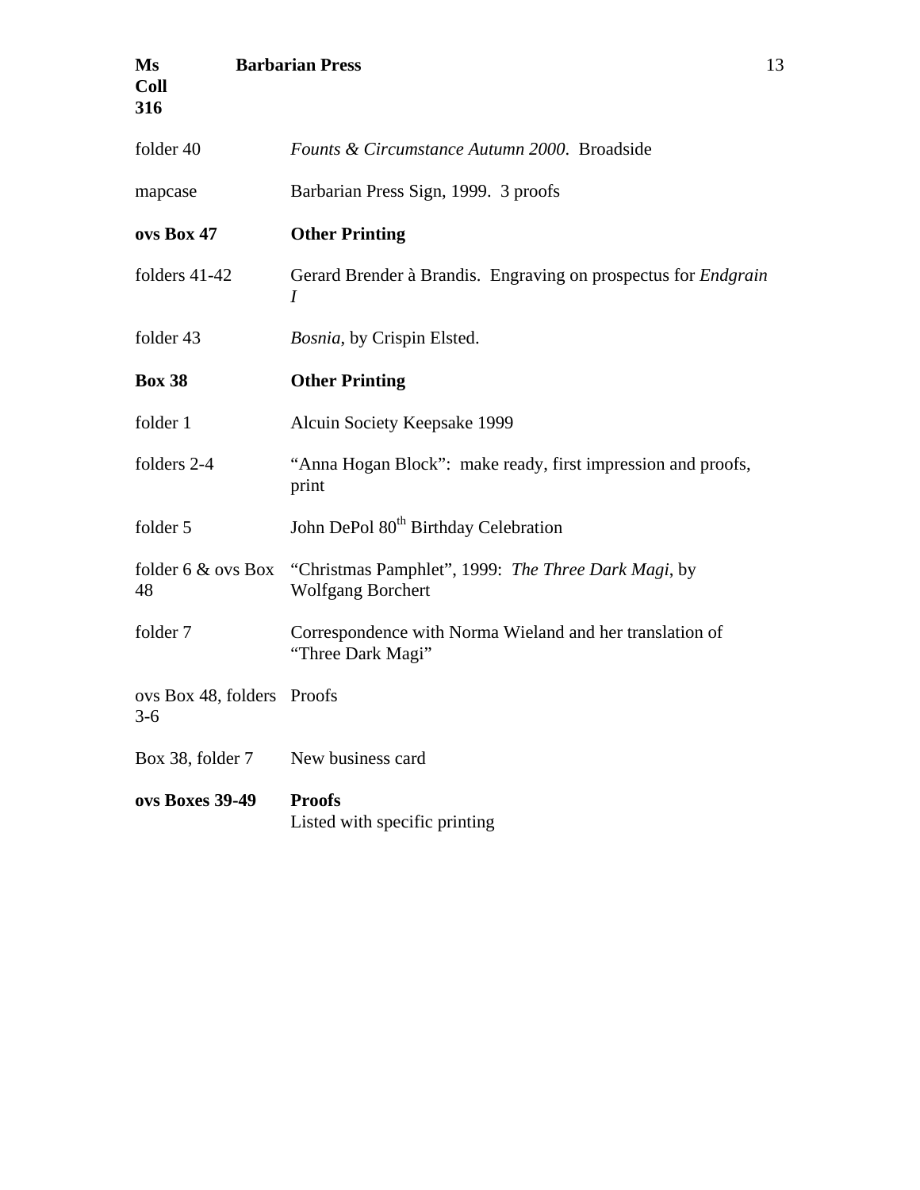| | |
|---|---|
| folder 40 | *Founts & Circumstance Autumn 2000*. Broadside |
| mapcase | Barbarian Press Sign, 1999. 3 proofs |
| **ovs Box 47** | **Other Printing** |
| folders 41-42 | Gerard Brender à Brandis. Engraving on prospectus for *Endgrain I* |
| folder 43 | *Bosnia*, by Crispin Elsted. |
| **Box 38** | **Other Printing** |
| folder 1 | Alcuin Society Keepsake 1999 |
| folders 2-4 | "Anna Hogan Block": make ready, first impression and proofs, print |
| folder 5 | John DePol 80th Birthday Celebration |
| folder 6 & ovs Box 48 | "Christmas Pamphlet", 1999: *The Three Dark Magi*, by Wolfgang Borchert |
| folder 7 | Correspondence with Norma Wieland and her translation of "Three Dark Magi" |
| ovs Box 48, folders 3-6 | Proofs |
| Box 38, folder 7 | New business card |
| **ovs Boxes 39-49** | **Proofs**<br>Listed with specific printing |